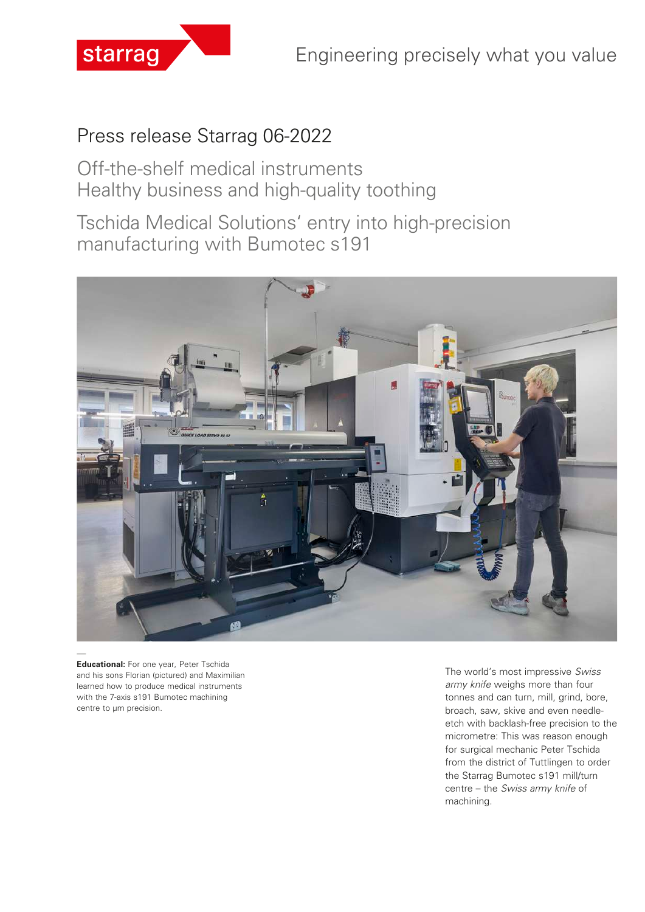starrag

Engineering precisely what you value

# Press release Starrag 06-2022

## Off-the-shelf medical instruments
## Healthy business and high-quality toothing

## Tschida Medical Solutions‘ entry into high-precision manufacturing with Bumotec s191

—
**Educational:** For one year, Peter Tschida and his sons Florian (pictured) and Maximilian learned how to produce medical instruments with the 7-axis s191 Bumotec machining centre to µm precision.

The world’s most impressive *Swiss army knife* weighs more than four tonnes and can turn, mill, grind, bore, broach, saw, skive and even needle-etch with backlash-free precision to the micrometre: This was reason enough for surgical mechanic Peter Tschida from the district of Tuttlingen to order the Starrag Bumotec s191 mill/turn centre – the *Swiss army knife* of machining.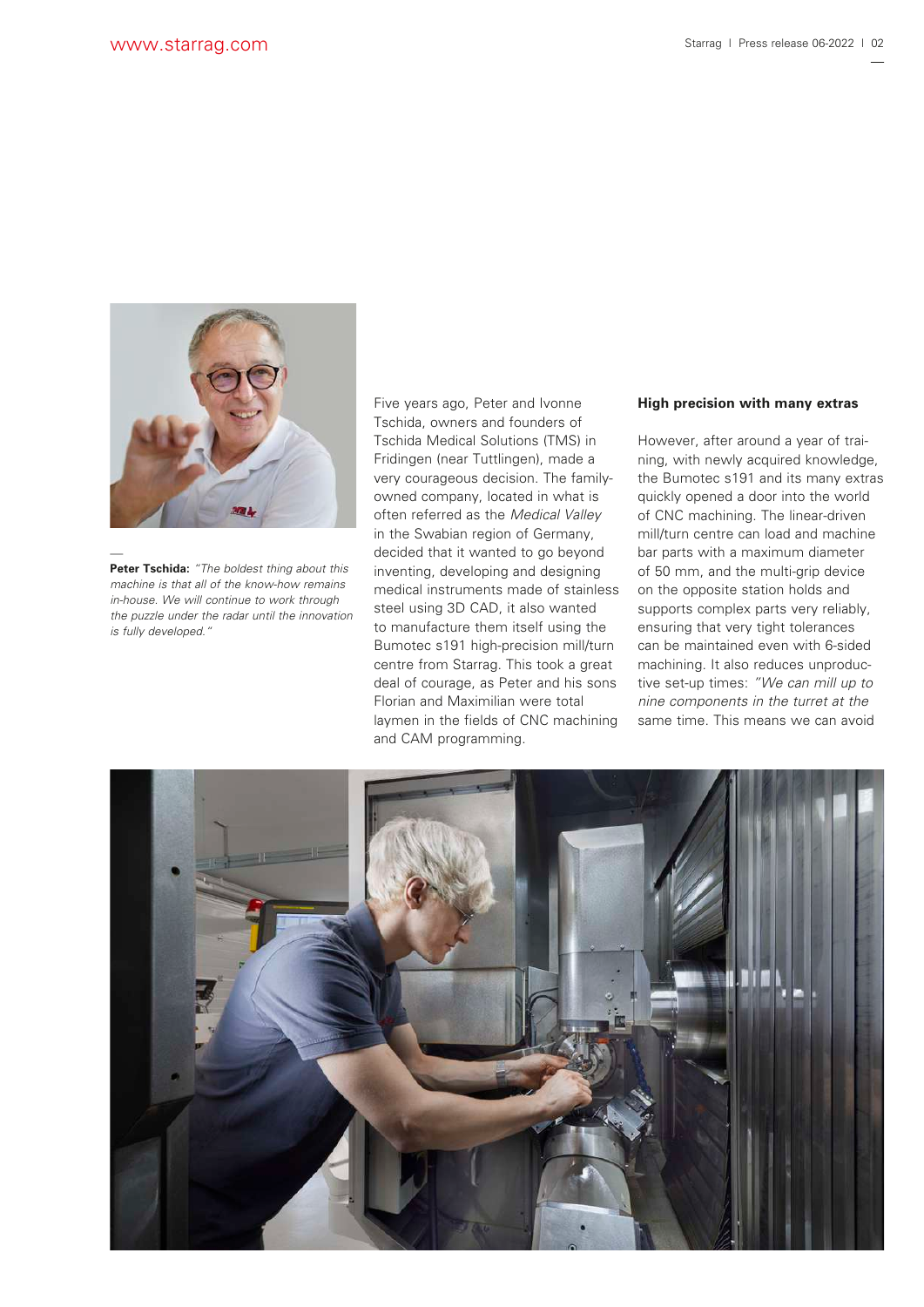**Peter Tschida:** *"The boldest thing about this machine is that all of the know-how remains in-house. We will continue to work through the puzzle under the radar until the innovation is fully developed."*

Five years ago, Peter and Ivonne Tschida, owners and founders of Tschida Medical Solutions (TMS) in Fridingen (near Tuttlingen), made a very courageous decision. The family-owned company, located in what is often referred to as the *Medical Valley* in the Swabian region of Germany, decided that it wanted to go beyond inventing, developing and designing medical instruments made of stainless steel using 3D CAD, it also wanted to manufacture them itself using the Bumotec s191 high-precision mill/turn centre from Starrag. This took a great deal of courage, as Peter and his sons Florian and Maximilian were total laymen in the fields of CNC machining and CAM programming.

### High precision with many extras

However, after around a year of training, with newly acquired knowledge, the Bumotec s191 and its many extras quickly opened a door into the world of CNC machining. The linear-driven mill/turn centre can load and machine bar parts with a maximum diameter of 50 mm, and the multi-grip device on the opposite station holds and supports complex parts very reliably, ensuring that very tight tolerances can be maintained even with 6-sided machining. It also reduces unproductive set-up times: *"We can mill up to nine components in the turret at the* same time. This means we can avoid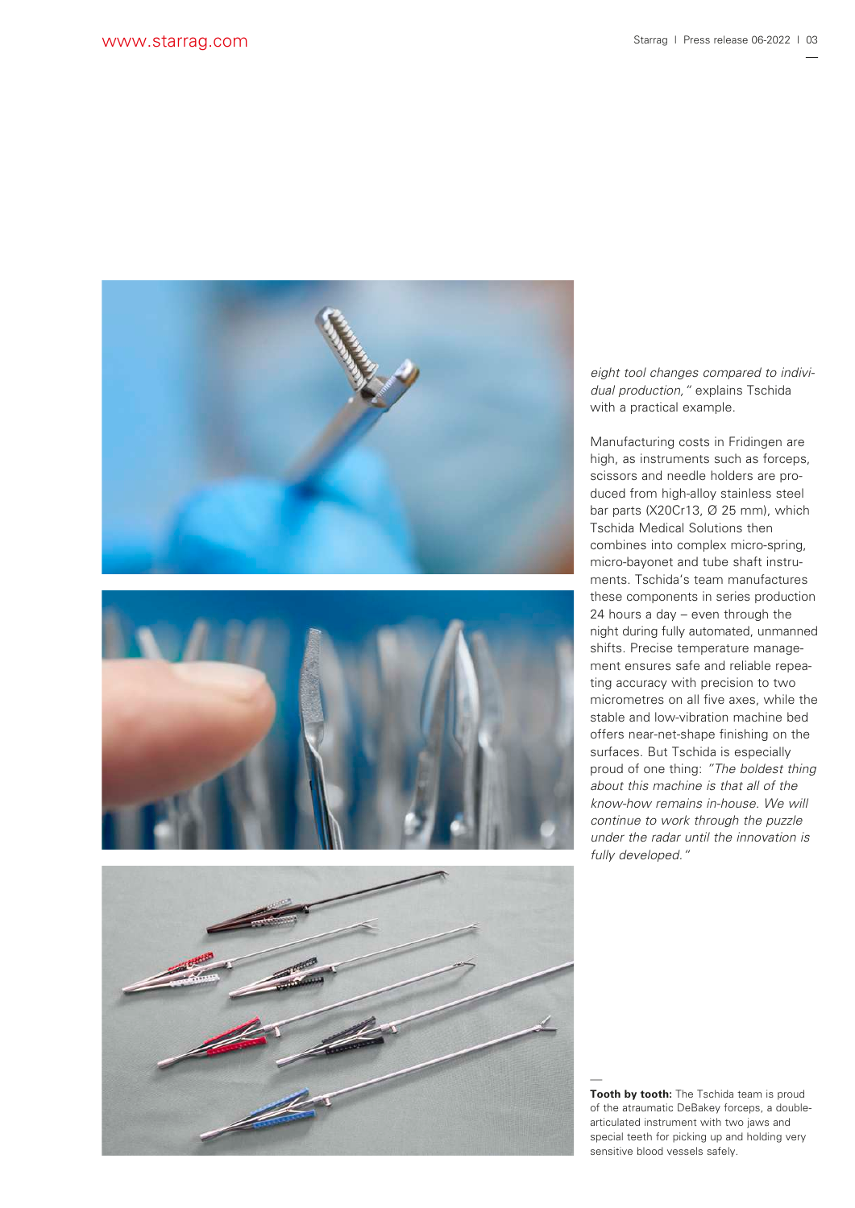*eight tool changes compared to individual production,"* explains Tschida with a practical example.

Manufacturing costs in Fridingen are high, as instruments such as forceps, scissors and needle holders are produced from high-alloy stainless steel bar parts (X20Cr13, Ø 25 mm), which Tschida Medical Solutions then combines into complex micro-spring, micro-bayonet and tube shaft instruments. Tschida's team manufactures these components in series production 24 hours a day – even through the night during fully automated, unmanned shifts. Precise temperature management ensures safe and reliable repeating accuracy with precision to two micrometres on all five axes, while the stable and low-vibration machine bed offers near-net-shape finishing on the surfaces. But Tschida is especially proud of one thing: *"The boldest thing about this machine is that all of the know-how remains in-house. We will continue to work through the puzzle under the radar until the innovation is fully developed."*

**Tooth by tooth:** The Tschida team is proud of the atraumatic DeBakey forceps, a double-articulated instrument with two jaws and special teeth for picking up and holding very sensitive blood vessels safely.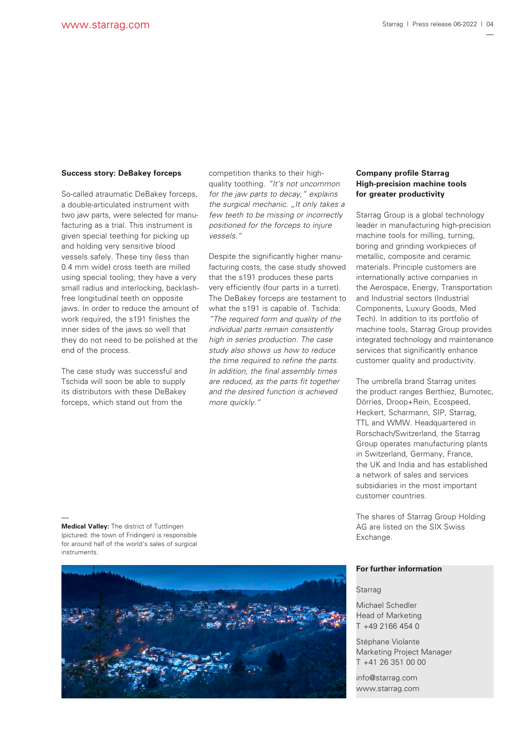**Success story: DeBakey forceps**

So-called atraumatic DeBakey forceps, a double-articulated instrument with two jaw parts, were selected for manufacturing as a trial. This instrument is given special teething for picking up and holding very sensitive blood vessels safely. These tiny (less than 0.4 mm wide) cross teeth are milled using special tooling; they have a very small radius and interlocking, backlash-free longitudinal teeth on opposite jaws. In order to reduce the amount of work required, the s191 finishes the inner sides of the jaws so well that they do not need to be polished at the end of the process.

The case study was successful and Tschida will soon be able to supply its distributors with these DeBakey forceps, which stand out from the competition thanks to their high-quality toothing. *"It's not uncommon for the jaw parts to decay," explains the surgical mechanic. „It only takes a few teeth to be missing or incorrectly positioned for the forceps to injure vessels."*

Despite the significantly higher manufacturing costs, the case study showed that the s191 produces these parts very efficiently (four parts in a turret). The DeBakey forceps are testament to what the s191 is capable of. Tschida: *"The required form and quality of the individual parts remain consistently high in series production. The case study also shows us how to reduce the time required to refine the parts. In addition, the final assembly times are reduced, as the parts fit together and the desired function is achieved more quickly."*

**Company profile Starrag**
**High-precision machine tools for greater productivity**

Starrag Group is a global technology leader in manufacturing high-precision machine tools for milling, turning, boring and grinding workpieces of metallic, composite and ceramic materials. Principle customers are internationally active companies in the Aerospace, Energy, Transportation and Industrial sectors (Industrial Components, Luxury Goods, Med Tech). In addition to its portfolio of machine tools, Starrag Group provides integrated technology and maintenance services that significantly enhance customer quality and productivity.

The umbrella brand Starrag unites the product ranges Berthiez, Bumotec, Dörries, Droop+Rein, Ecospeed, Heckert, Scharmann, SIP, Starrag, TTL and WMW. Headquartered in Rorschach/Switzerland, the Starrag Group operates manufacturing plants in Switzerland, Germany, France, the UK and India and has established a network of sales and services subsidiaries in the most important customer countries.

The shares of Starrag Group Holding AG are listed on the SIX Swiss Exchange.

**Medical Valley:** The district of Tuttlingen (pictured: the town of Fridingen) is responsible for around half of the world's sales of surgical instruments.

**For further information**

Starrag

Michael Schedler
Head of Marketing
T +49 2166 454 0

Stéphane Violante
Marketing Project Manager
T +41 26 351 00 00

info@starrag.com
www.starrag.com